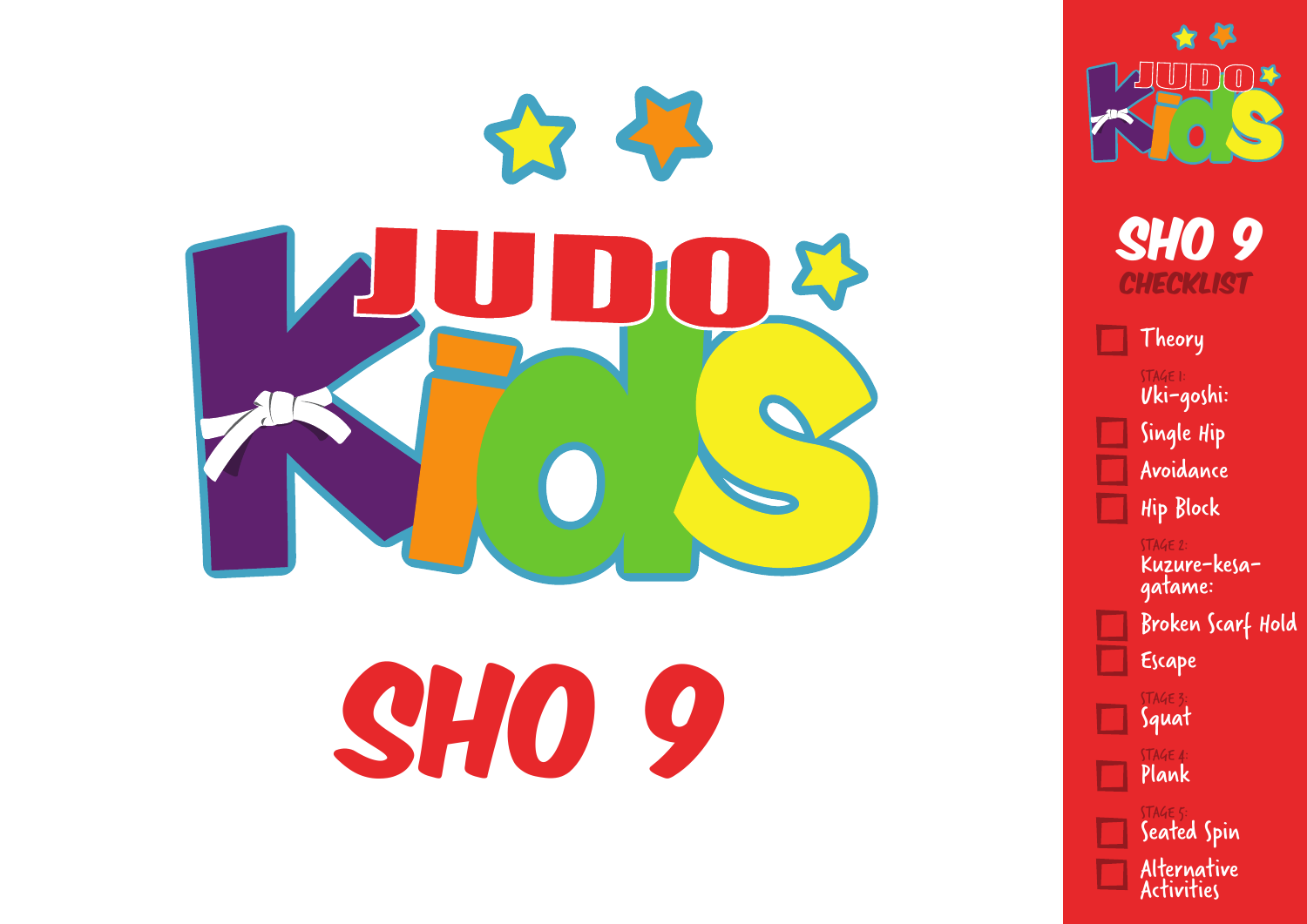# JUDO Kids

# SHO 9

## SHO 9 CHECKLIST

- [ ] Theory

STAGE 1:
**Uki-goshi:**

- [ ] Single Hip
- [ ] Avoidance
- [ ] Hip Block

STAGE 2:
**Kuzure-kesa-gatame:**

- [ ] Broken Scarf Hold
- [ ] Escape

STAGE 3:
- [ ] Squat

STAGE 4:
- [ ] Plank

STAGE 5:
- [ ] Seated Spin
- [ ] Alternative Activities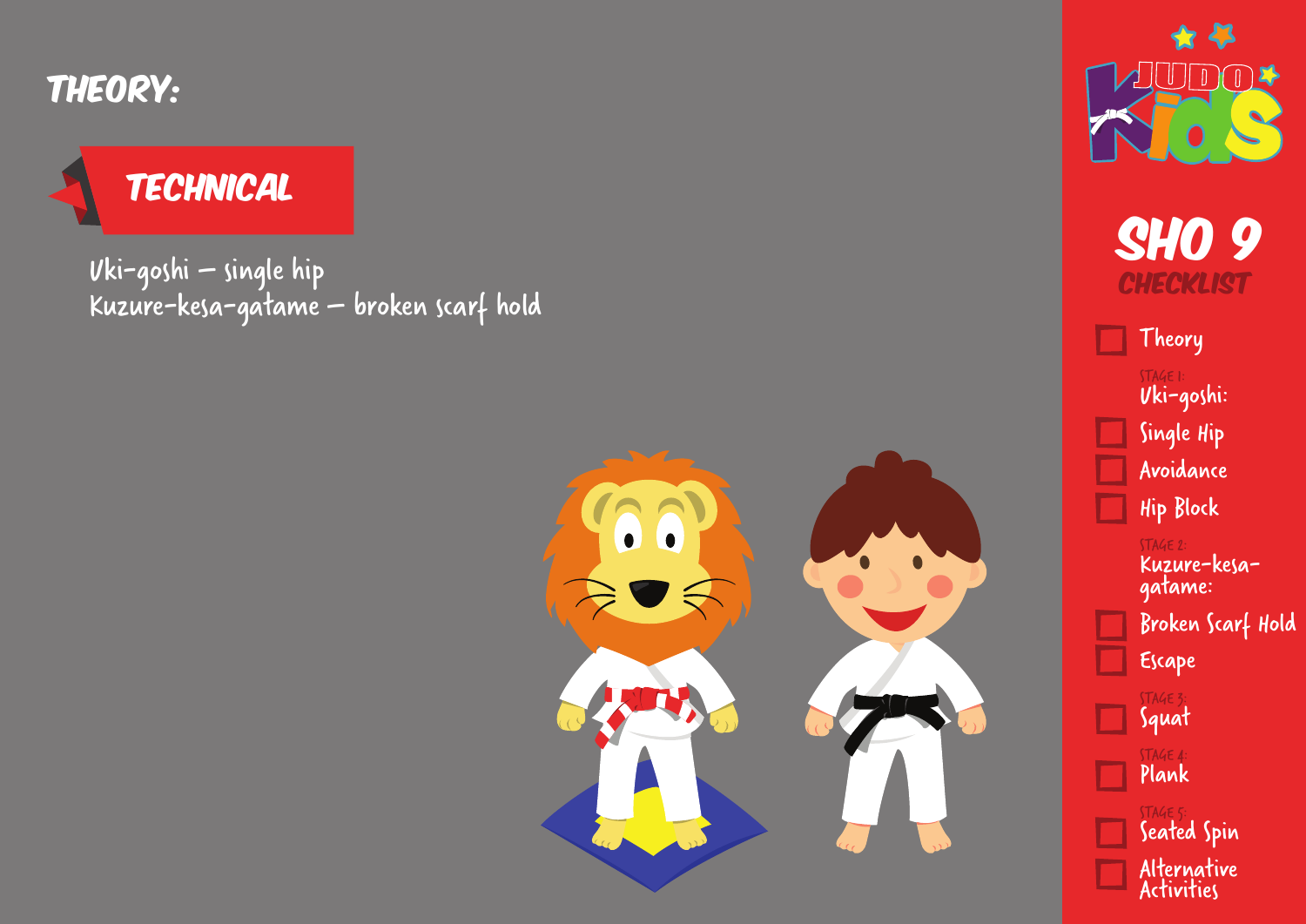# THEORY:

## TECHNICAL

Uki-goshi – single hip
Kuzure-kesa-gatame – broken scarf hold

JUDO Kids

## SHO 9

### CHECKLIST

- [ ] Theory

STAGE 1:
Uki-goshi:

- [ ] Single Hip
- [ ] Avoidance
- [ ] Hip Block

STAGE 2:
Kuzure-kesa-gatame:

- [ ] Broken Scarf Hold
- [ ] Escape

STAGE 3:

- [ ] Squat

STAGE 4:

- [ ] Plank

STAGE 5:

- [ ] Seated Spin
- [ ] Alternative Activities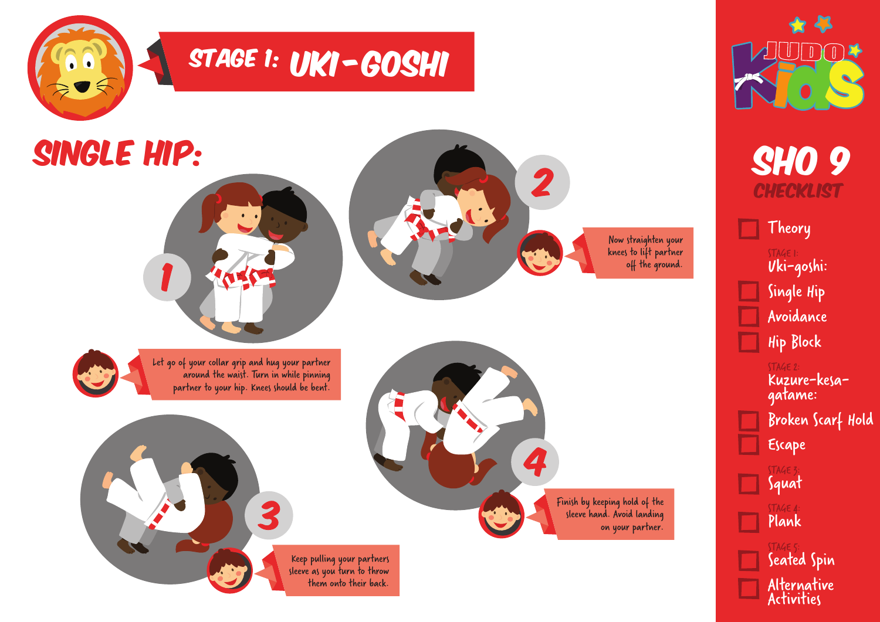# STAGE 1: UKI-GOSHI

## SINGLE HIP:

1. Let go of your collar grip and hug your partner around the waist. Turn in while pinning partner to your hip. Knees should be bent.

2. Now straighten your knees to lift partner off the ground.

3. Keep pulling your partners sleeve as you turn to throw them onto their back.

4. Finish by keeping hold of the sleeve hand. Avoid landing on your partner.

## SHO 9 CHECKLIST

- [ ] Theory

STAGE 1:
Uki-goshi:

- [ ] Single Hip
- [ ] Avoidance
- [ ] Hip Block

STAGE 2:
Kuzure-kesa-gatame:

- [ ] Broken Scarf Hold
- [ ] Escape

STAGE 3:

- [ ] Squat

STAGE 4:

- [ ] Plank

STAGE 5:

- [ ] Seated Spin
- [ ] Alternative Activities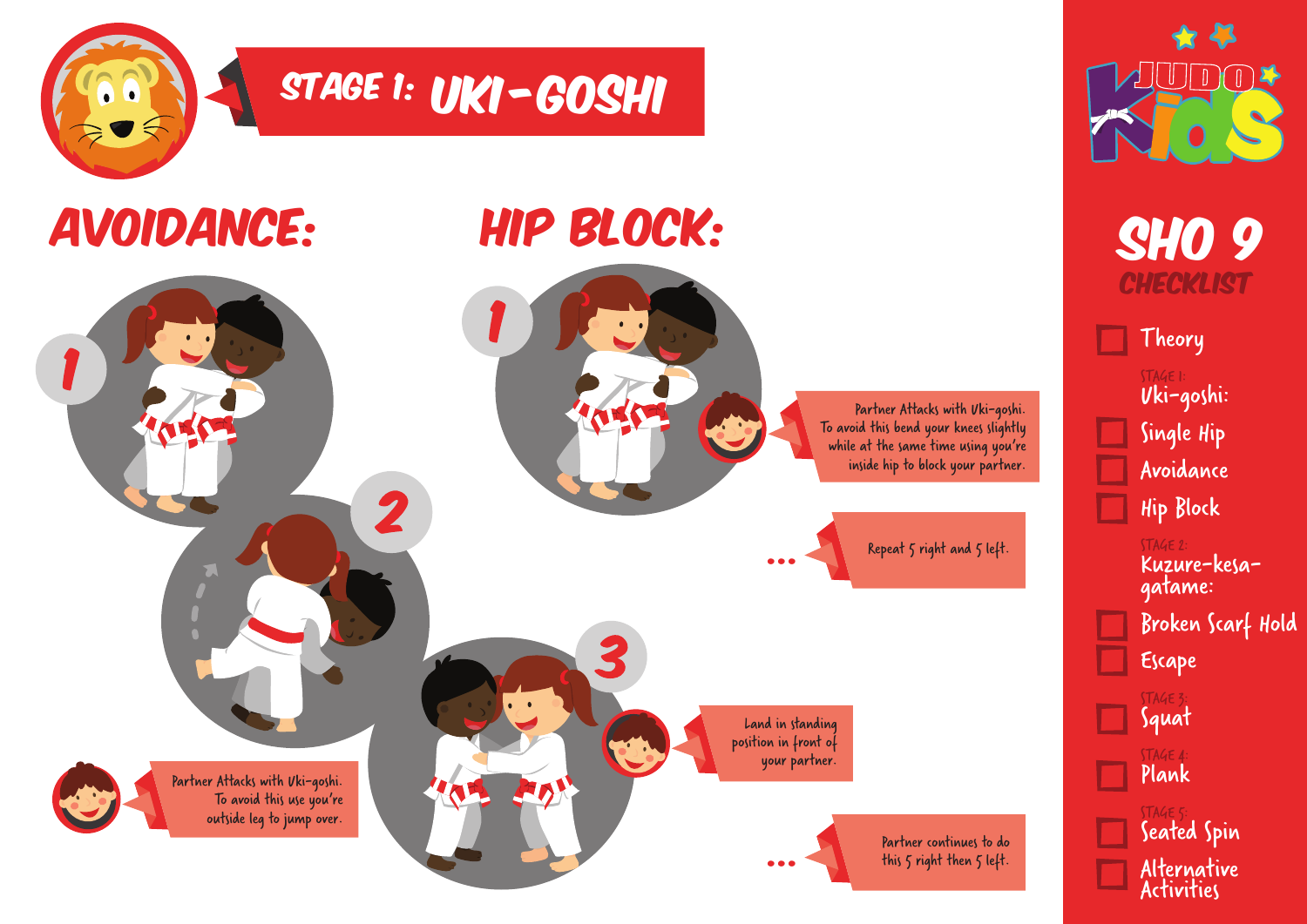# STAGE 1: UKI-GOSHI

## AVOIDANCE:

1

2

3

Partner Attacks with Uki-goshi. To avoid this use you're outside leg to jump over.

Land in standing position in front of your partner.

Partner continues to do this 5 right then 5 left.

## HIP BLOCK:

1

Partner Attacks with Uki-goshi. To avoid this bend your knees slightly while at the same time using you're inside hip to block your partner.

Repeat 5 right and 5 left.

## JUDO Kids

## SHO 9 CHECKLIST

- [ ] Theory

STAGE 1: Uki-goshi:

- [ ] Single Hip
- [ ] Avoidance
- [ ] Hip Block

STAGE 2: Kuzure-kesa-gatame:

- [ ] Broken Scarf Hold
- [ ] Escape

STAGE 3:

- [ ] Squat

STAGE 4:

- [ ] Plank

STAGE 5:

- [ ] Seated Spin
- [ ] Alternative Activities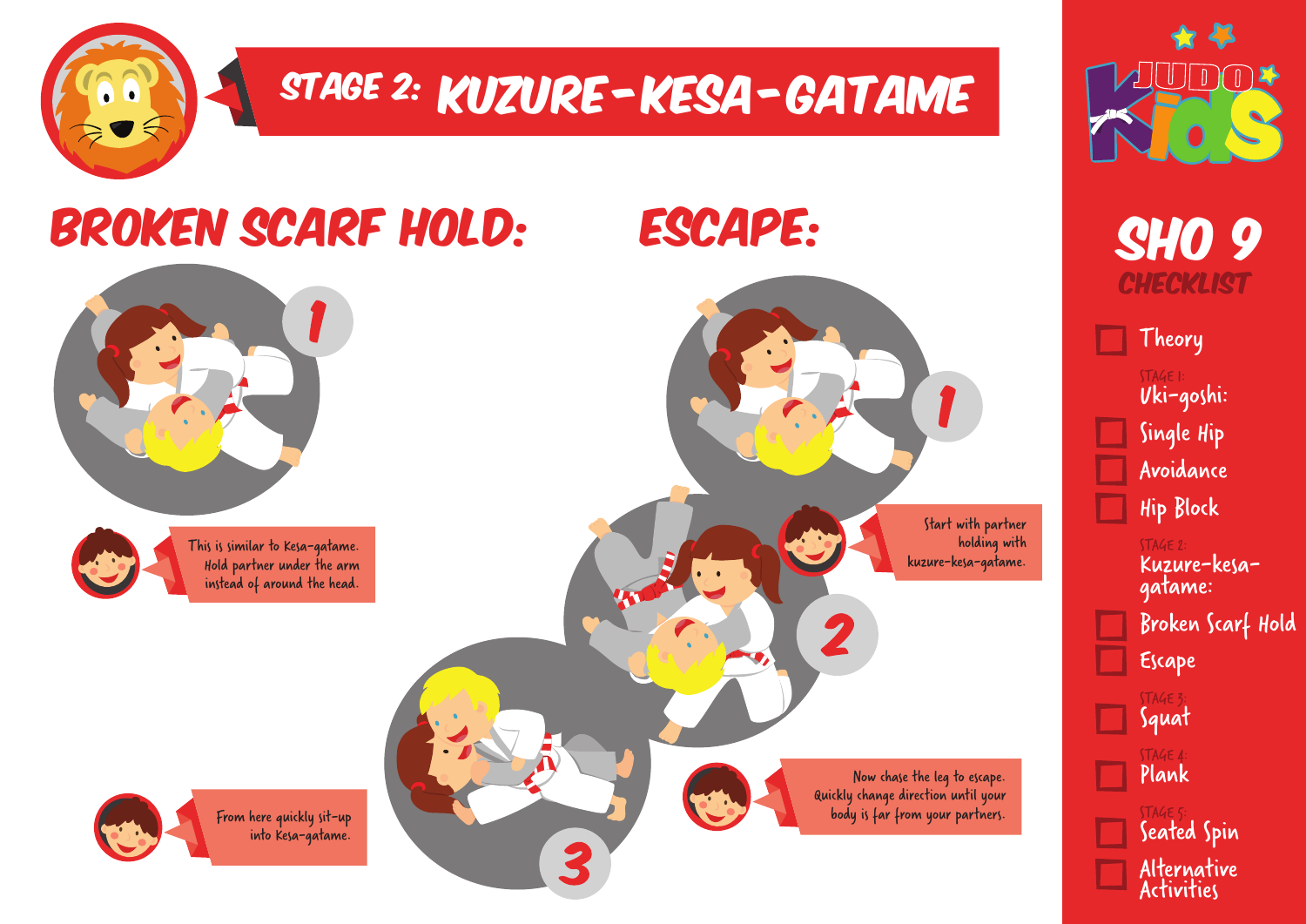# STAGE 2: KUZURE-KESA-GATAME

## BROKEN SCARF HOLD:

1

This is similar to Kesa-gatame. Hold partner under the arm instead of around the head.

From here quickly sit-up into Kesa-gatame.

## ESCAPE:

1

Start with partner holding with kuzure-kesa-gatame.

2

Now chase the leg to escape. Quickly change direction until your body is far from your partners.

3

## SHO 9 CHECKLIST

- [ ] Theory

STAGE 1: **Uki-goshi:**

- [ ] Single Hip
- [ ] Avoidance
- [ ] Hip Block

STAGE 2: **Kuzure-kesa-gatame:**

- [ ] Broken Scarf Hold
- [ ] Escape

STAGE 3:

- [ ] Squat

STAGE 4:

- [ ] Plank

STAGE 5:

- [ ] Seated Spin
- [ ] Alternative Activities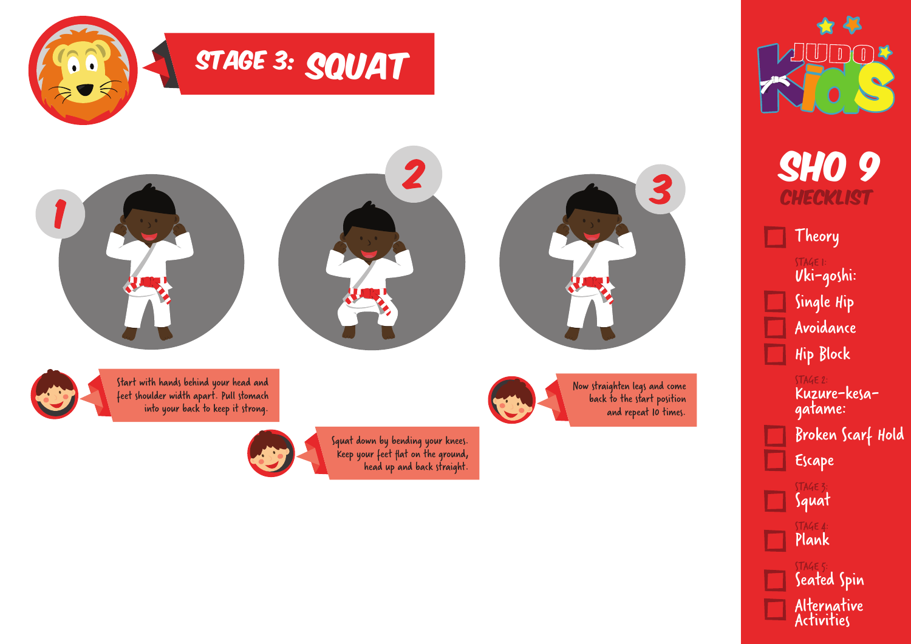# STAGE 3: SQUAT

1

Start with hands behind your head and feet shoulder width apart. Pull stomach into your back to keep it strong.

2

Squat down by bending your knees. Keep your feet flat on the ground, head up and back straight.

3

Now straighten legs and come back to the start position and repeat 10 times.

JUDO Kids

## SHO 9

### CHECKLIST

- [ ] Theory

STAGE 1:
Uki-goshi:
- [ ] Single Hip
- [ ] Avoidance
- [ ] Hip Block

STAGE 2:
Kuzure-kesa-gatame:
- [ ] Broken Scarf Hold
- [ ] Escape

STAGE 3:
- [ ] Squat

STAGE 4:
- [ ] Plank

STAGE 5:
- [ ] Seated Spin
- [ ] Alternative Activities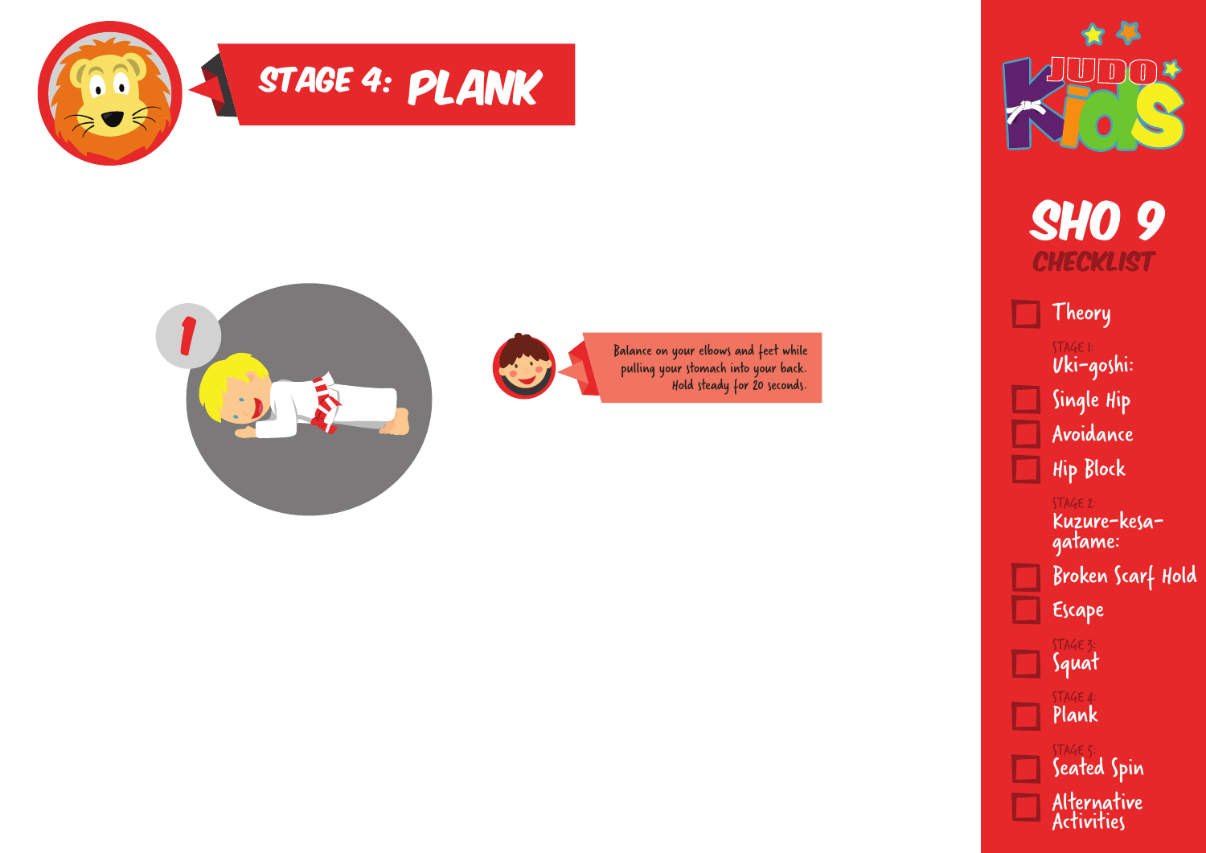# STAGE 4: PLANK

1

Balance on your elbows and feet while pulling your stomach into your back. Hold steady for 20 seconds.

JUDO Kids

## SHO 9
### CHECKLIST

- [ ] Theory

STAGE 1:
Uki-goshi:

- [ ] Single Hip
- [ ] Avoidance
- [ ] Hip Block

STAGE 2:
Kuzure-kesa-gatame:

- [ ] Broken Scarf Hold
- [ ] Escape

STAGE 3:
- [ ] Squat

STAGE 4:
- [ ] Plank

STAGE 5:
- [ ] Seated Spin
- [ ] Alternative Activities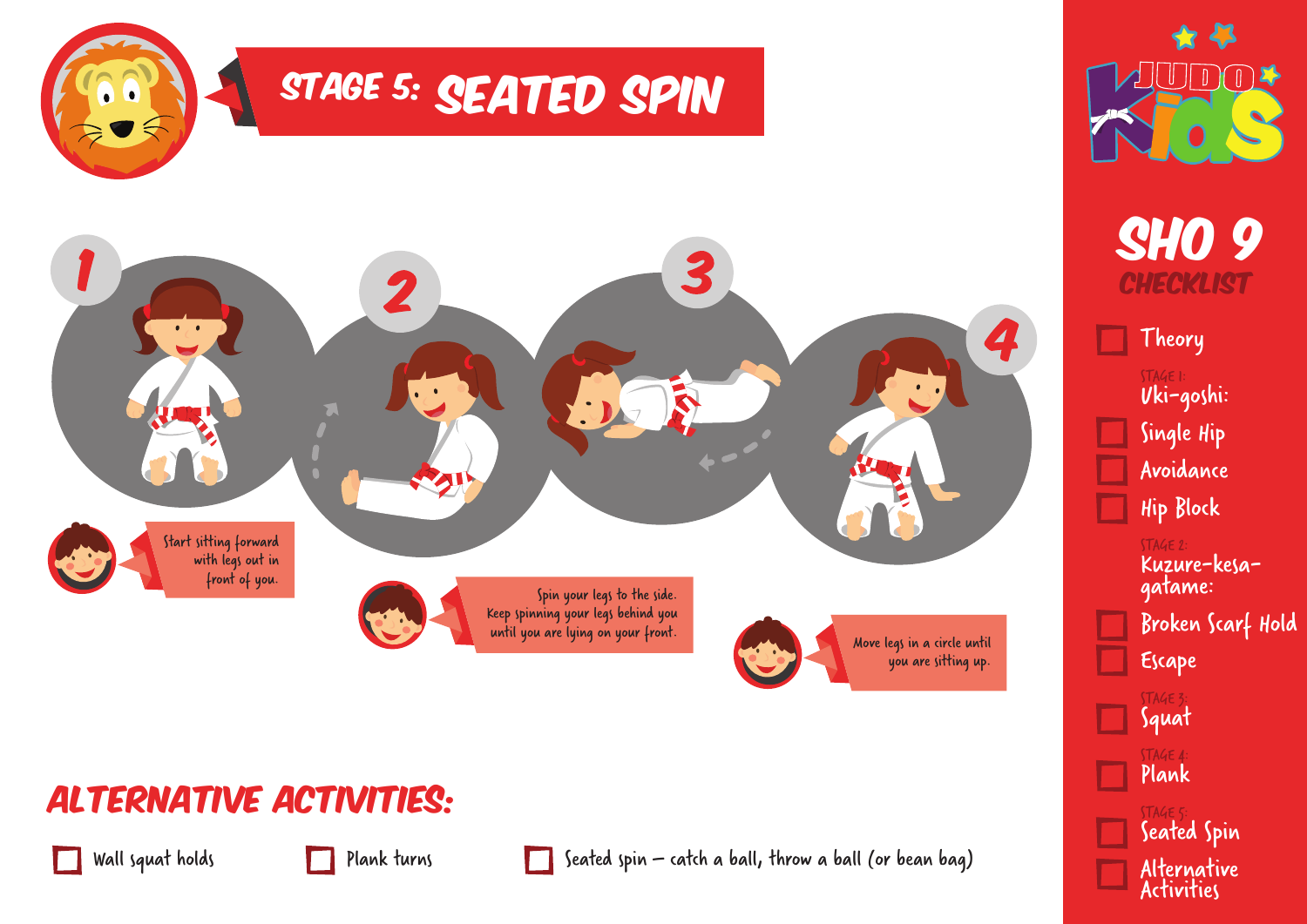# STAGE 5: SEATED SPIN

1

Start sitting forward with legs out in front of you.

2

Spin your legs to the side. Keep spinning your legs behind you until you are lying on your front.

3

4

Move legs in a circle until you are sitting up.

## ALTERNATIVE ACTIVITIES:

- [ ] Wall squat holds
- [ ] Plank turns
- [ ] Seated spin – catch a ball, throw a ball (or bean bag)

JUDO Kids

## SHO 9 CHECKLIST

- [ ] Theory

STAGE 1:
Uki-goshi:

- [ ] Single Hip
- [ ] Avoidance
- [ ] Hip Block

STAGE 2:
Kuzure-kesa-gatame:

- [ ] Broken Scarf Hold
- [ ] Escape

STAGE 3:

- [ ] Squat

STAGE 4:

- [ ] Plank

STAGE 5:

- [ ] Seated Spin
- [ ] Alternative Activities